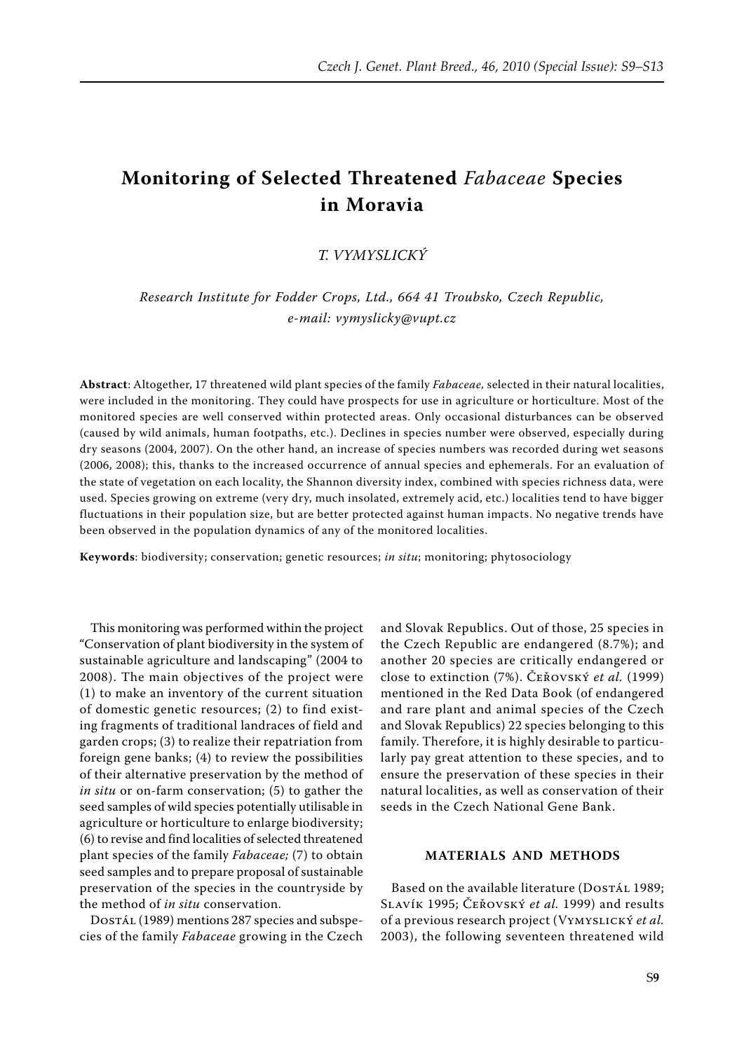# Monitoring of Selected Threatened *Fabaceae* Species in Moravia

*T. Vymyslický*

*Research Institute for Fodder Crops, Ltd., 664 41 Troubsko, Czech Republic, e-mail: vymyslicky@vupt.cz*

**Abstract**: Altogether, 17 threatened wild plant species of the family *Fabaceae,* selected in their natural localities, were included in the monitoring. They could have prospects for use in agriculture or horticulture. Most of the monitored species are well conserved within protected areas. Only occasional disturbances can be observed (caused by wild animals, human footpaths, etc.). Declines in species number were observed, especially during dry seasons (2004, 2007). On the other hand, an increase of species numbers was recorded during wet seasons (2006, 2008); this, thanks to the increased occurrence of annual species and ephemerals. For an evaluation of the state of vegetation on each locality, the Shannon diversity index, combined with species richness data, were used. Species growing on extreme (very dry, much insolated, extremely acid, etc.) localities tend to have bigger fluctuations in their population size, but are better protected against human impacts. No negative trends have been observed in the population dynamics of any of the monitored localities.

**Keywords**: biodiversity; conservation; genetic resources; *in situ*; monitoring; phytosociology

This monitoring was performed within the project "Conservation of plant biodiversity in the system of sustainable agriculture and landscaping" (2004 to 2008). The main objectives of the project were (1) to make an inventory of the current situation of domestic genetic resources; (2) to find existing fragments of traditional landraces of field and garden crops; (3) to realize their repatriation from foreign gene banks; (4) to review the possibilities of their alternative preservation by the method of *in situ* or on-farm conservation; (5) to gather the seed samples of wild species potentially utilisable in agriculture or horticulture to enlarge biodiversity; (6) to revise and find localities of selected threatened plant species of the family *Fabaceae;* (7) to obtain seed samples and to prepare proposal of sustainable preservation of the species in the countryside by the method of *in situ* conservation.

Dostál (1989) mentions 287 species and subspecies of the family *Fabaceae* growing in the Czech and Slovak Republics. Out of those, 25 species in the Czech Republic are endangered (8.7%); and another 20 species are critically endangered or close to extinction (7%). Čeřovský *et al.* (1999) mentioned in the Red Data Book (of endangered and rare plant and animal species of the Czech and Slovak Republics) 22 species belonging to this family. Therefore, it is highly desirable to particularly pay great attention to these species, and to ensure the preservation of these species in their natural localities, as well as conservation of their seeds in the Czech National Gene Bank.

## MATERIALS AND METHODS

Based on the available literature (Dostál 1989; Slavík 1995; Čeřovský *et al.* 1999) and results of a previous research project (Vymyslický *et al.* 2003), the following seventeen threatened wild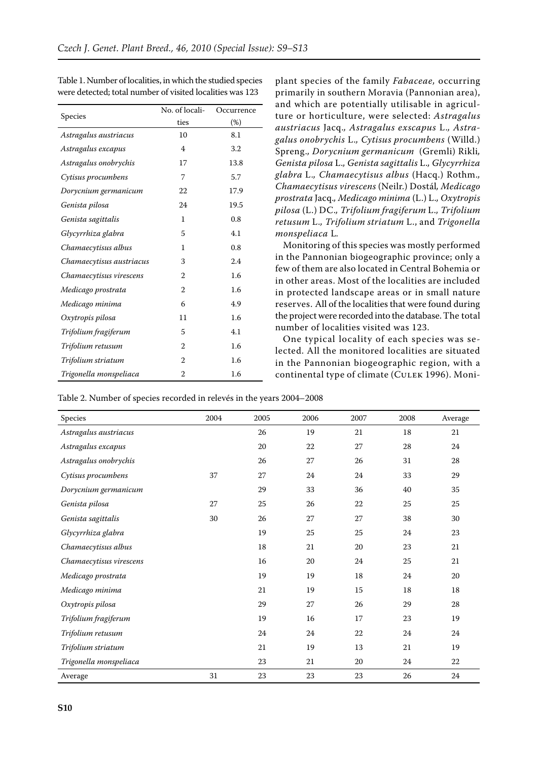Table 1. Number of localities, in which the studied species were detected; total number of visited localities was 123

| Species | No. of localities | Occurrence (%) |
|---|---|---|
| *Astragalus austriacus* | 10 | 8.1 |
| *Astragalus excapus* | 4 | 3.2 |
| *Astragalus onobrychis* | 17 | 13.8 |
| *Cytisus procumbens* | 7 | 5.7 |
| *Dorycnium germanicum* | 22 | 17.9 |
| *Genista pilosa* | 24 | 19.5 |
| *Genista sagittalis* | 1 | 0.8 |
| *Glycyrrhiza glabra* | 5 | 4.1 |
| *Chamaecytisus albus* | 1 | 0.8 |
| *Chamaecytisus austriacus* | 3 | 2.4 |
| *Chamaecytisus virescens* | 2 | 1.6 |
| *Medicago prostrata* | 2 | 1.6 |
| *Medicago minima* | 6 | 4.9 |
| *Oxytropis pilosa* | 11 | 1.6 |
| *Trifolium fragiferum* | 5 | 4.1 |
| *Trifolium retusum* | 2 | 1.6 |
| *Trifolium striatum* | 2 | 1.6 |
| *Trigonella monspeliaca* | 2 | 1.6 |

plant species of the family *Fabaceae*, occurring primarily in southern Moravia (Pannonian area), and which are potentially utilisable in agriculture or horticulture, were selected: *Astragalus austriacus* Jacq., *Astragalus exscapus* L., *Astragalus onobrychis* L., *Cytisus procumbens* (Willd.) Spreng., *Dorycnium germanicum* (Gremli) Rikli, *Genista pilosa* L., *Genista sagittalis* L., *Glycyrrhiza glabra* L., *Chamaecytisus albus* (Hacq.) Rothm., *Chamaecytisus virescens* (Neilr.) Dostál, *Medicago prostrata* Jacq., *Medicago minima* (L.) L., *Oxytropis pilosa* (L.) DC., *Trifolium fragiferum* L., *Trifolium retusum* L., *Trifolium striatum* L., and *Trigonella monspeliaca* L.

Monitoring of this species was mostly performed in the Pannonian biogeographic province; only a few of them are also located in Central Bohemia or in other areas. Most of the localities are included in protected landscape areas or in small nature reserves. All of the localities that were found during the project were recorded into the database. The total number of localities visited was 123.

One typical locality of each species was selected. All the monitored localities are situated in the Pannonian biogeographic region, with a continental type of climate (Culek 1996). Moni-

Table 2. Number of species recorded in relevés in the years 2004–2008

| Species | 2004 | 2005 | 2006 | 2007 | 2008 | Average |
|---|---|---|---|---|---|---|
| *Astragalus austriacus* | | 26 | 19 | 21 | 18 | 21 |
| *Astragalus excapus* | | 20 | 22 | 27 | 28 | 24 |
| *Astragalus onobrychis* | | 26 | 27 | 26 | 31 | 28 |
| *Cytisus procumbens* | 37 | 27 | 24 | 24 | 33 | 29 |
| *Dorycnium germanicum* | | 29 | 33 | 36 | 40 | 35 |
| *Genista pilosa* | 27 | 25 | 26 | 22 | 25 | 25 |
| *Genista sagittalis* | 30 | 26 | 27 | 27 | 38 | 30 |
| *Glycyrrhiza glabra* | | 19 | 25 | 25 | 24 | 23 |
| *Chamaecytisus albus* | | 18 | 21 | 20 | 23 | 21 |
| *Chamaecytisus virescens* | | 16 | 20 | 24 | 25 | 21 |
| *Medicago prostrata* | | 19 | 19 | 18 | 24 | 20 |
| *Medicago minima* | | 21 | 19 | 15 | 18 | 18 |
| *Oxytropis pilosa* | | 29 | 27 | 26 | 29 | 28 |
| *Trifolium fragiferum* | | 19 | 16 | 17 | 23 | 19 |
| *Trifolium retusum* | | 24 | 24 | 22 | 24 | 24 |
| *Trifolium striatum* | | 21 | 19 | 13 | 21 | 19 |
| *Trigonella monspeliaca* | | 23 | 21 | 20 | 24 | 22 |
| Average | 31 | 23 | 23 | 23 | 26 | 24 |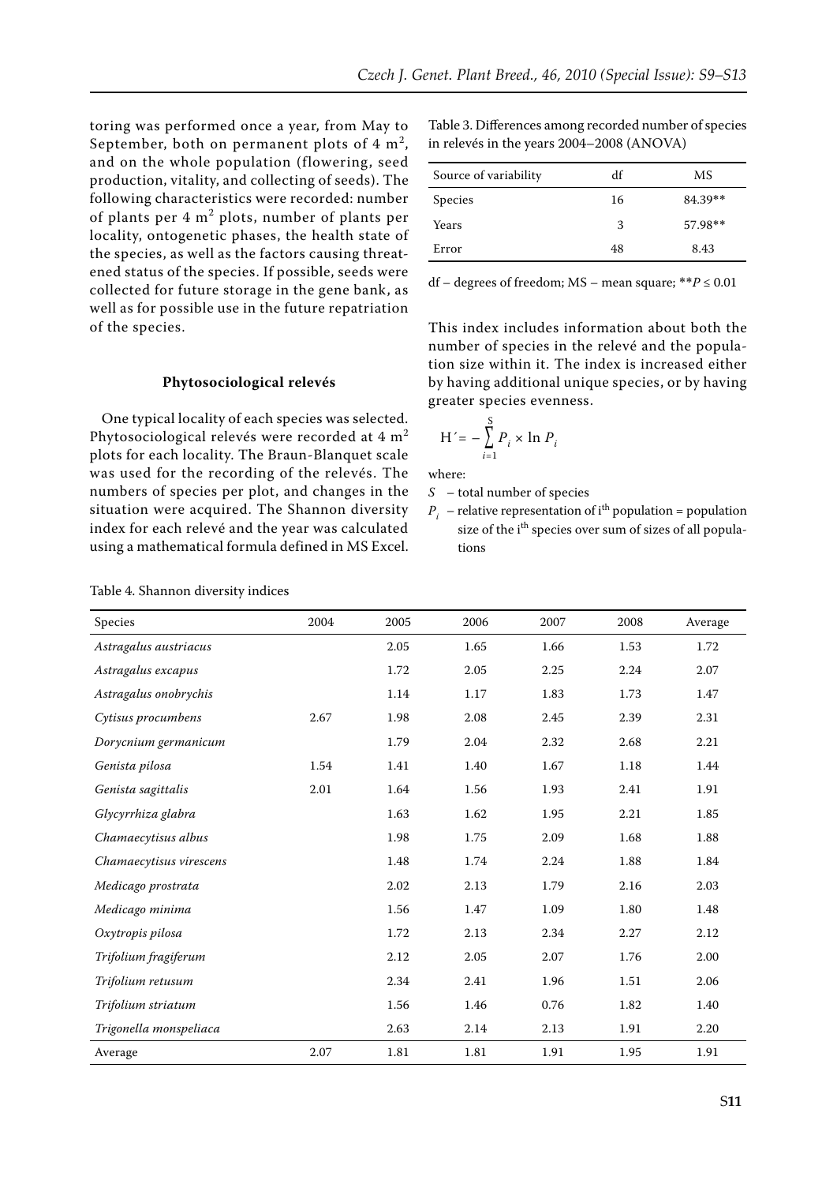toring was performed once a year, from May to September, both on permanent plots of 4 $m^2$, and on the whole population (flowering, seed production, vitality, and collecting of seeds). The following characteristics were recorded: number of plants per 4 $m^2$ plots, number of plants per locality, ontogenetic phases, the health state of the species, as well as the factors causing threatened status of the species. If possible, seeds were collected for future storage in the gene bank, as well as for possible use in the future repatriation of the species.

#### Phytosociological relevés

One typical locality of each species was selected. Phytosociological relevés were recorded at 4 $m^2$ plots for each locality. The Braun-Blanquet scale was used for the recording of the relevés. The numbers of species per plot, and changes in the situation were acquired. The Shannon diversity index for each relevé and the year was calculated using a mathematical formula defined in MS Excel. This index includes information about both the number of species in the relevé and the population size within it. The index is increased either by having additional unique species, or by having greater species evenness.

$$H' = -\sum_{i=1}^{S} P_i \times \ln P_i$$

where:

$S$ – total number of species

$P_i$ – relative representation of $i^{th}$ population = population size of the $i^{th}$ species over sum of sizes of all populations

Table 3. Differences among recorded number of species in relevés in the years 2004–2008 (ANOVA)

| Source of variability | df | MS |
|---|---|---|
| Species | 16 | 84.39** |
| Years | 3 | 57.98** |
| Error | 48 | 8.43 |

df – degrees of freedom; MS – mean square; **$P \leq 0.01$

Table 4. Shannon diversity indices

| Species | 2004 | 2005 | 2006 | 2007 | 2008 | Average |
|---|---|---|---|---|---|---|
| *Astragalus austriacus* | | 2.05 | 1.65 | 1.66 | 1.53 | 1.72 |
| *Astragalus excapus* | | 1.72 | 2.05 | 2.25 | 2.24 | 2.07 |
| *Astragalus onobrychis* | | 1.14 | 1.17 | 1.83 | 1.73 | 1.47 |
| *Cytisus procumbens* | 2.67 | 1.98 | 2.08 | 2.45 | 2.39 | 2.31 |
| *Dorycnium germanicum* | | 1.79 | 2.04 | 2.32 | 2.68 | 2.21 |
| *Genista pilosa* | 1.54 | 1.41 | 1.40 | 1.67 | 1.18 | 1.44 |
| *Genista sagittalis* | 2.01 | 1.64 | 1.56 | 1.93 | 2.41 | 1.91 |
| *Glycyrrhiza glabra* | | 1.63 | 1.62 | 1.95 | 2.21 | 1.85 |
| *Chamaecytisus albus* | | 1.98 | 1.75 | 2.09 | 1.68 | 1.88 |
| *Chamaecytisus virescens* | | 1.48 | 1.74 | 2.24 | 1.88 | 1.84 |
| *Medicago prostrata* | | 2.02 | 2.13 | 1.79 | 2.16 | 2.03 |
| *Medicago minima* | | 1.56 | 1.47 | 1.09 | 1.80 | 1.48 |
| *Oxytropis pilosa* | | 1.72 | 2.13 | 2.34 | 2.27 | 2.12 |
| *Trifolium fragiferum* | | 2.12 | 2.05 | 2.07 | 1.76 | 2.00 |
| *Trifolium retusum* | | 2.34 | 2.41 | 1.96 | 1.51 | 2.06 |
| *Trifolium striatum* | | 1.56 | 1.46 | 0.76 | 1.82 | 1.40 |
| *Trigonella monspeliaca* | | 2.63 | 2.14 | 2.13 | 1.91 | 2.20 |
| Average | 2.07 | 1.81 | 1.81 | 1.91 | 1.95 | 1.91 |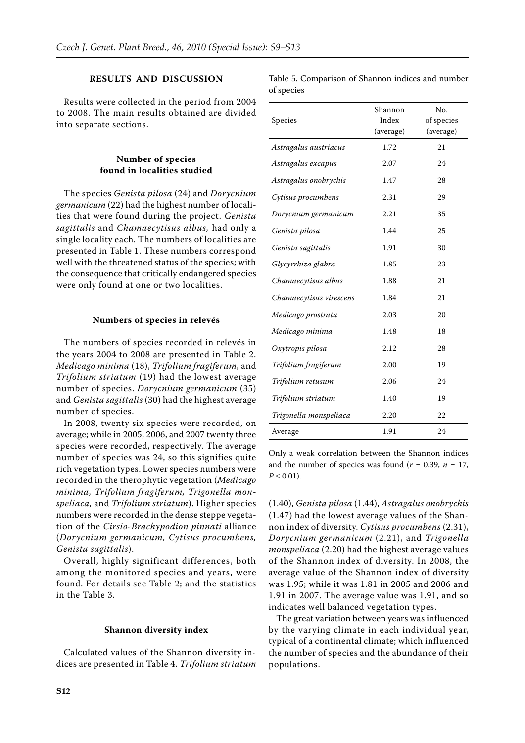## RESULTS AND DISCUSSION

Results were collected in the period from 2004 to 2008. The main results obtained are divided into separate sections.

### Number of species found in localities studied

The species *Genista pilosa* (24) and *Dorycnium germanicum* (22) had the highest number of localities that were found during the project. *Genista sagittalis* and *Chamaecytisus albus,* had only a single locality each. The numbers of localities are presented in Table 1. These numbers correspond well with the threatened status of the species; with the consequence that critically endangered species were only found at one or two localities.

### Numbers of species in relevés

The numbers of species recorded in relevés in the years 2004 to 2008 are presented in Table 2. *Medicago minima* (18), *Trifolium fragiferum,* and *Trifolium striatum* (19) had the lowest average number of species. *Dorycnium germanicum* (35) and *Genista sagittalis* (30) had the highest average number of species.

In 2008, twenty six species were recorded, on average; while in 2005, 2006, and 2007 twenty three species were recorded, respectively. The average number of species was 24, so this signifies quite rich vegetation types. Lower species numbers were recorded in the therophytic vegetation (*Medicago minima, Trifolium fragiferum, Trigonella monspeliaca,* and *Trifolium striatum*). Higher species numbers were recorded in the dense steppe vegetation of the *Cirsio-Brachypodion pinnati* alliance (*Dorycnium germanicum, Cytisus procumbens, Genista sagittalis*).

Overall, highly significant differences, both among the monitored species and years, were found. For details see Table 2; and the statistics in the Table 3.

### Shannon diversity index

Calculated values of the Shannon diversity indices are presented in Table 4. *Trifolium striatum* (1.40), *Genista pilosa* (1.44), *Astragalus onobrychis* (1.47) had the lowest average values of the Shannon index of diversity. *Cytisus procumbens* (2.31), *Dorycnium germanicum* (2.21), and *Trigonella monspeliaca* (2.20) had the highest average values of the Shannon index of diversity. In 2008, the average value of the Shannon index of diversity was 1.95; while it was 1.81 in 2005 and 2006 and 1.91 in 2007. The average value was 1.91, and so indicates well balanced vegetation types.

The great variation between years was influenced by the varying climate in each individual year, typical of a continental climate; which influenced the number of species and the abundance of their populations.

Table 5. Comparison of Shannon indices and number of species

| Species | Shannon Index (average) | No. of species (average) |
|---|---|---|
| *Astragalus austriacus* | 1.72 | 21 |
| *Astragalus excapus* | 2.07 | 24 |
| *Astragalus onobrychis* | 1.47 | 28 |
| *Cytisus procumbens* | 2.31 | 29 |
| *Dorycnium germanicum* | 2.21 | 35 |
| *Genista pilosa* | 1.44 | 25 |
| *Genista sagittalis* | 1.91 | 30 |
| *Glycyrrhiza glabra* | 1.85 | 23 |
| *Chamaecytisus albus* | 1.88 | 21 |
| *Chamaecytisus virescens* | 1.84 | 21 |
| *Medicago prostrata* | 2.03 | 20 |
| *Medicago minima* | 1.48 | 18 |
| *Oxytropis pilosa* | 2.12 | 28 |
| *Trifolium fragiferum* | 2.00 | 19 |
| *Trifolium retusum* | 2.06 | 24 |
| *Trifolium striatum* | 1.40 | 19 |
| *Trigonella monspeliaca* | 2.20 | 22 |
| Average | 1.91 | 24 |

Only a weak correlation between the Shannon indices and the number of species was found ($r = 0.39$, $n = 17$, $P \leq 0.01$).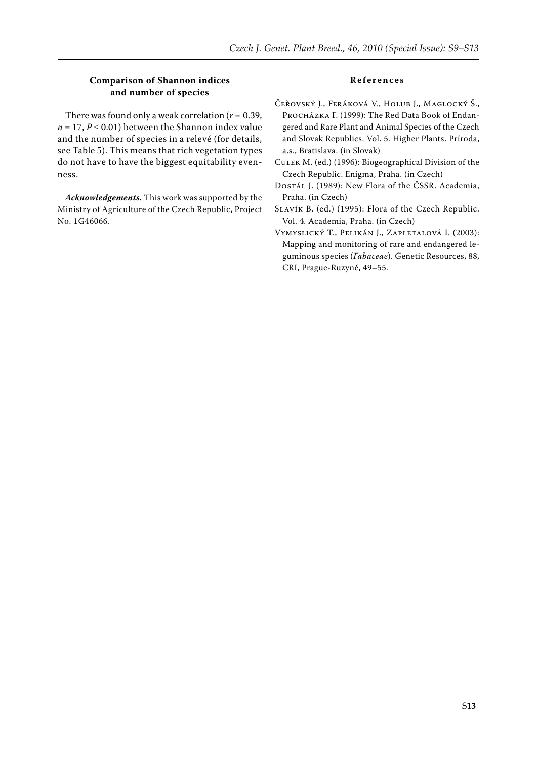### Comparison of Shannon indices and number of species

There was found only a weak correlation ($r$ = 0.39, $n$ = 17, $P \leq 0.01$) between the Shannon index value and the number of species in a relevé (for details, see Table 5). This means that rich vegetation types do not have to have the biggest equitability evenness.

***Acknowledgements.*** This work was supported by the Ministry of Agriculture of the Czech Republic, Project No. 1G46066.

### References

Čeřovský J., Feráková V., Holub J., Maglocký Š., Procházka F. (1999): The Red Data Book of Endangered and Rare Plant and Animal Species of the Czech and Slovak Republics. Vol. 5. Higher Plants. Príroda, a.s., Bratislava. (in Slovak)

Culek M. (ed.) (1996): Biogeographical Division of the Czech Republic. Enigma, Praha. (in Czech)

Dostál J. (1989): New Flora of the ČSSR. Academia, Praha. (in Czech)

Slavík B. (ed.) (1995): Flora of the Czech Republic. Vol. 4. Academia, Praha. (in Czech)

Vymyslický T., Pelikán J., Zapletalová I. (2003): Mapping and monitoring of rare and endangered leguminous species (*Fabaceae*). Genetic Resources, 88, CRI, Prague-Ruzyně, 49–55.